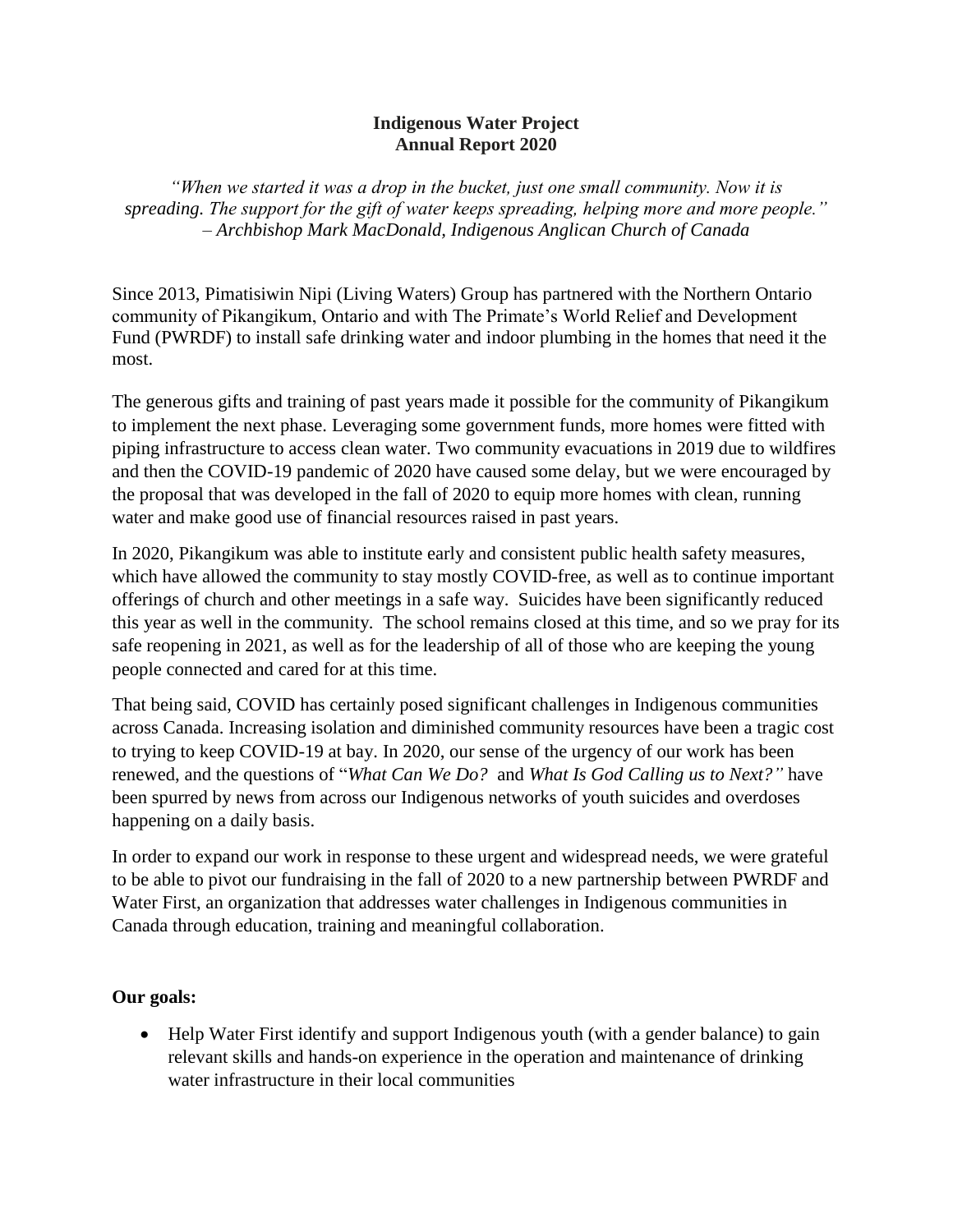# Indigenous Water Project
## Annual Report 2020

*"When we started it was a drop in the bucket, just one small community. Now it is spreading. The support for the gift of water keeps spreading, helping more and more people." – Archbishop Mark MacDonald, Indigenous Anglican Church of Canada*

Since 2013, Pimatisiwin Nipi (Living Waters) Group has partnered with the Northern Ontario community of Pikangikum, Ontario and with The Primate's World Relief and Development Fund (PWRDF) to install safe drinking water and indoor plumbing in the homes that need it the most.

The generous gifts and training of past years made it possible for the community of Pikangikum to implement the next phase. Leveraging some government funds, more homes were fitted with piping infrastructure to access clean water. Two community evacuations in 2019 due to wildfires and then the COVID-19 pandemic of 2020 have caused some delay, but we were encouraged by the proposal that was developed in the fall of 2020 to equip more homes with clean, running water and make good use of financial resources raised in past years.

In 2020, Pikangikum was able to institute early and consistent public health safety measures, which have allowed the community to stay mostly COVID-free, as well as to continue important offerings of church and other meetings in a safe way. Suicides have been significantly reduced this year as well in the community. The school remains closed at this time, and so we pray for its safe reopening in 2021, as well as for the leadership of all of those who are keeping the young people connected and cared for at this time.

That being said, COVID has certainly posed significant challenges in Indigenous communities across Canada. Increasing isolation and diminished community resources have been a tragic cost to trying to keep COVID-19 at bay. In 2020, our sense of the urgency of our work has been renewed, and the questions of "*What Can We Do?* and *What Is God Calling us to Next?"* have been spurred by news from across our Indigenous networks of youth suicides and overdoses happening on a daily basis.

In order to expand our work in response to these urgent and widespread needs, we were grateful to be able to pivot our fundraising in the fall of 2020 to a new partnership between PWRDF and Water First, an organization that addresses water challenges in Indigenous communities in Canada through education, training and meaningful collaboration.

**Our goals:**

- Help Water First identify and support Indigenous youth (with a gender balance) to gain relevant skills and hands-on experience in the operation and maintenance of drinking water infrastructure in their local communities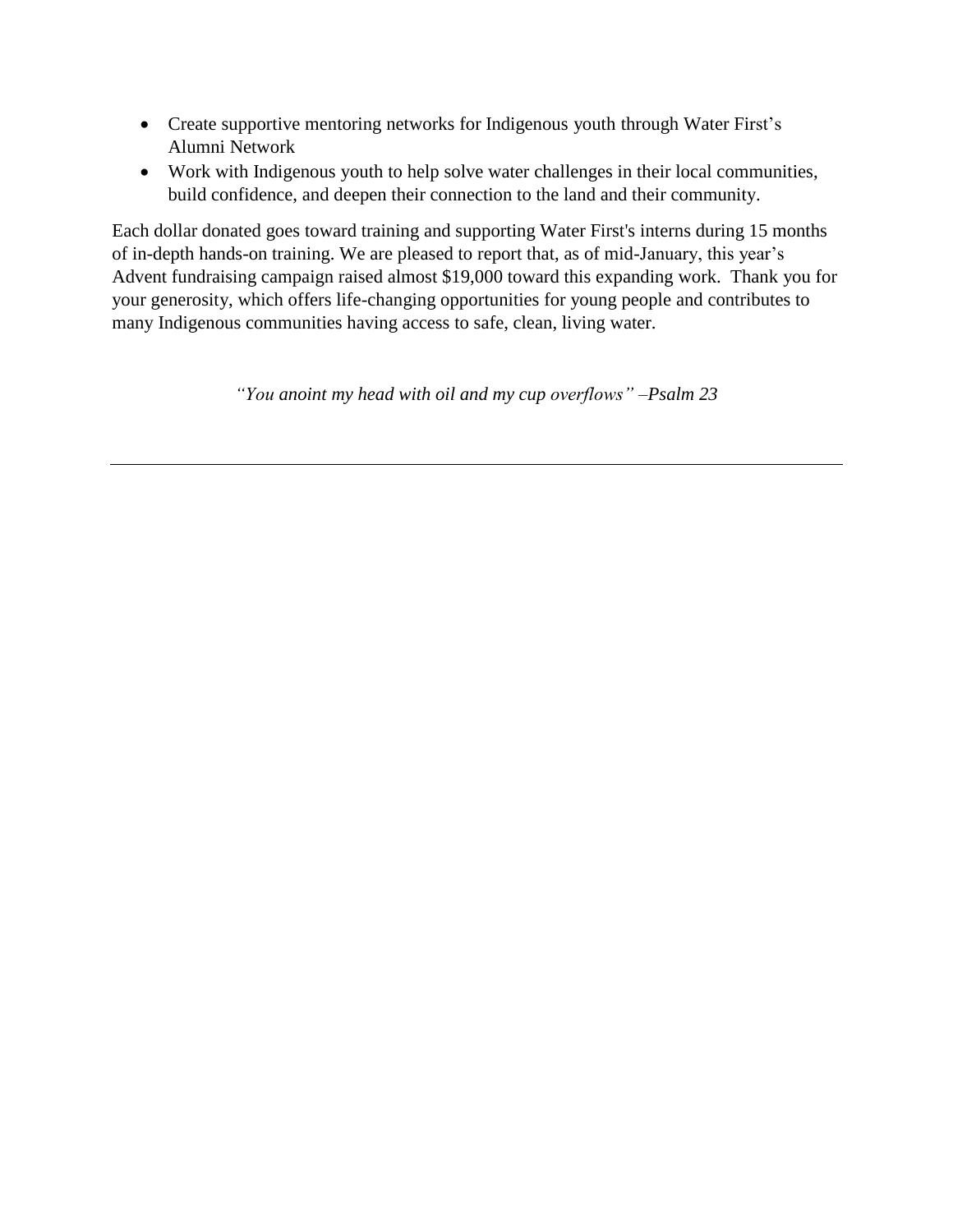- Create supportive mentoring networks for Indigenous youth through Water First's Alumni Network
- Work with Indigenous youth to help solve water challenges in their local communities, build confidence, and deepen their connection to the land and their community.

Each dollar donated goes toward training and supporting Water First's interns during 15 months of in-depth hands-on training. We are pleased to report that, as of mid-January, this year's Advent fundraising campaign raised almost $19,000 toward this expanding work. Thank you for your generosity, which offers life-changing opportunities for young people and contributes to many Indigenous communities having access to safe, clean, living water.

*"You anoint my head with oil and my cup overflows" –Psalm 23*

---